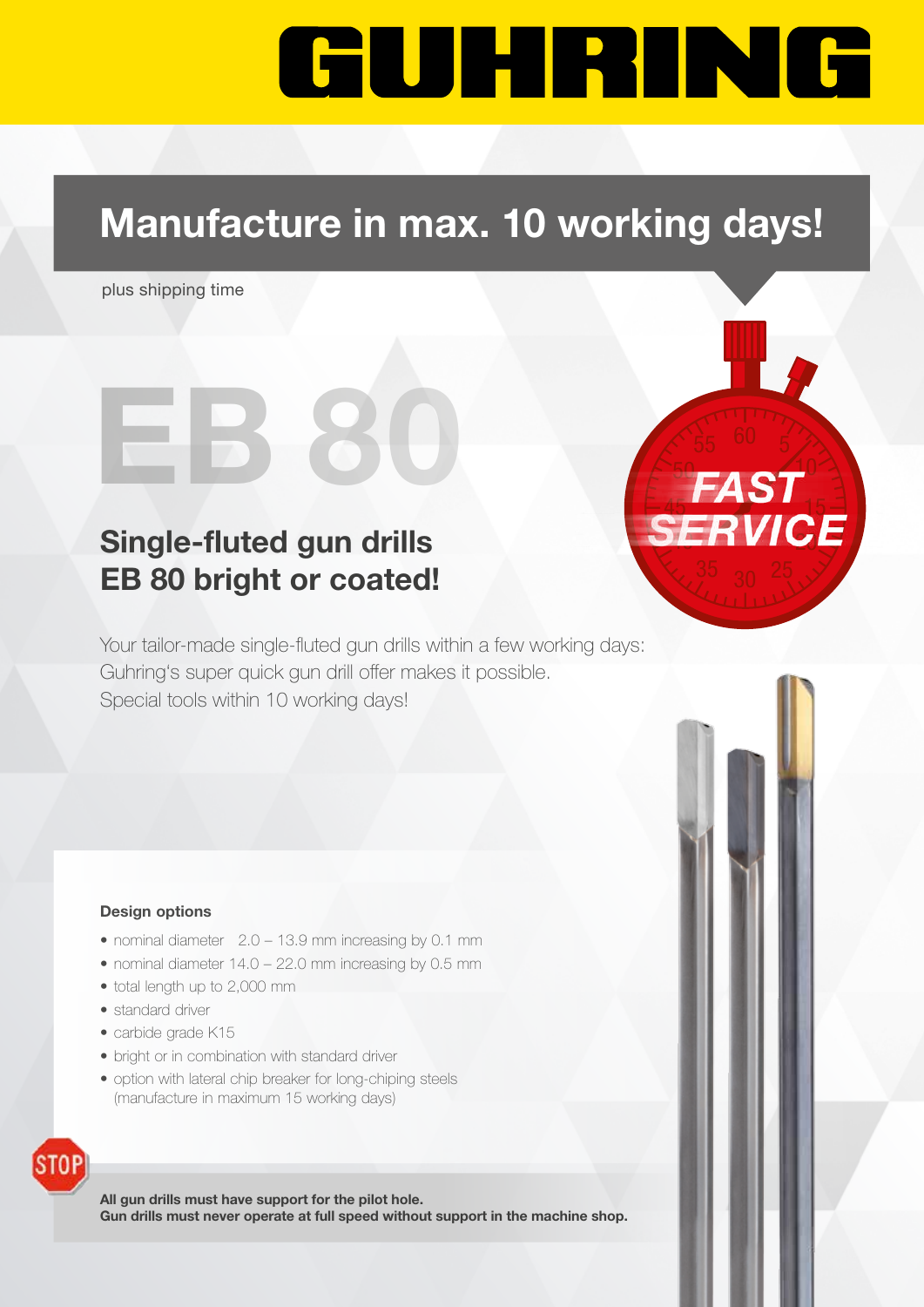# GUHRING

## Manufacture in max. 10 working days!

plus shipping time

# EB 80

FAST SERVICE

## Single-fluted gun drills EB 80 bright or coated!

Your tailor-made single-fluted gun drills within a few working days: Guhring's super quick gun drill offer makes it possible. Special tools within 10 working days!

**Design options**

- nominal diameter 2.0 – 13.9 mm increasing by 0.1 mm
- nominal diameter 14.0 – 22.0 mm increasing by 0.5 mm
- total length up to 2,000 mm
- standard driver
- carbide grade K15
- bright or in combination with standard driver
- option with lateral chip breaker for long-chiping steels (manufacture in maximum 15 working days)

STOP

**All gun drills must have support for the pilot hole.**
**Gun drills must never operate at full speed without support in the machine shop.**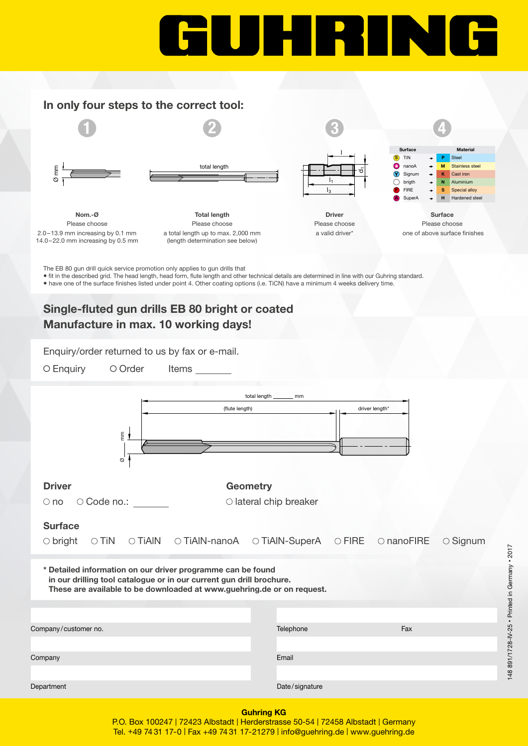# GUHRING

## In only four steps to the correct tool:

**1**

Ø mm

**Nom.-Ø**
Please choose
2.0–13.9 mm increasing by 0.1 mm
14.0–22.0 mm increasing by 0.5 mm

**2**

total length

**Total length**
Please choose
a total length up to max. 2,000 mm
(length determination see below)

**3**

l

$l_1$

$l_3$

$d_1$

**Driver**
Please choose
a valid driver*

**4**

| Surface | | | Material |
|---|---|---|---|
| S TiN | → | P | Steel |
| a nanoA | → | M | Stainless steel |
| Y Signum | → | K | Cast iron |
| ○ brigth | → | N | Aluminium |
| F FIRE | → | S | Special alloy |
| A SuperA | → | H | Hardened steel |

**Surface**
Please choose
one of above surface finishes

The EB 80 gun drill quick service promotion only applies to gun drills that
- fit in the described grid. The head length, head form, flute length and other technical details are determined in line with our Guhring standard.
- have one of the surface finishes listed under point 4. Other coating options (i.e. TiCN) have a minimum 4 weeks delivery time.

## Single-fluted gun drills EB 80 bright or coated
## Manufacture in max. 10 working days!

Enquiry/order returned to us by fax or e-mail.

○ Enquiry ○ Order Items _______

total length _______ mm

(flute length)

driver length*

Ø mm

### Driver

○ no ○ Code no.: _______

### Geometry

○ lateral chip breaker

### Surface

○ bright ○ TiN ○ TiAlN ○ TiAlN-nanoA ○ TiAlN-SuperA ○ FIRE ○ nanoFIRE ○ Signum

**\* Detailed information on our driver programme can be found in our drilling tool catalogue or in our current gun drill brochure. These are available to be downloaded at www.guehring.de or on request.**

Company/customer no.

Company

Department

Telephone Fax

Email

Date/signature

148 891/1728-IV-25 • Printed in Germany • 2017

**Guhring KG**
P.O. Box 100247 | 72423 Albstadt | Herderstrasse 50-54 | 72458 Albstadt | Germany
Tel. +49 74 31 17-0 | Fax +49 74 31 17-21279 | info@guehring.de | www.guehring.de